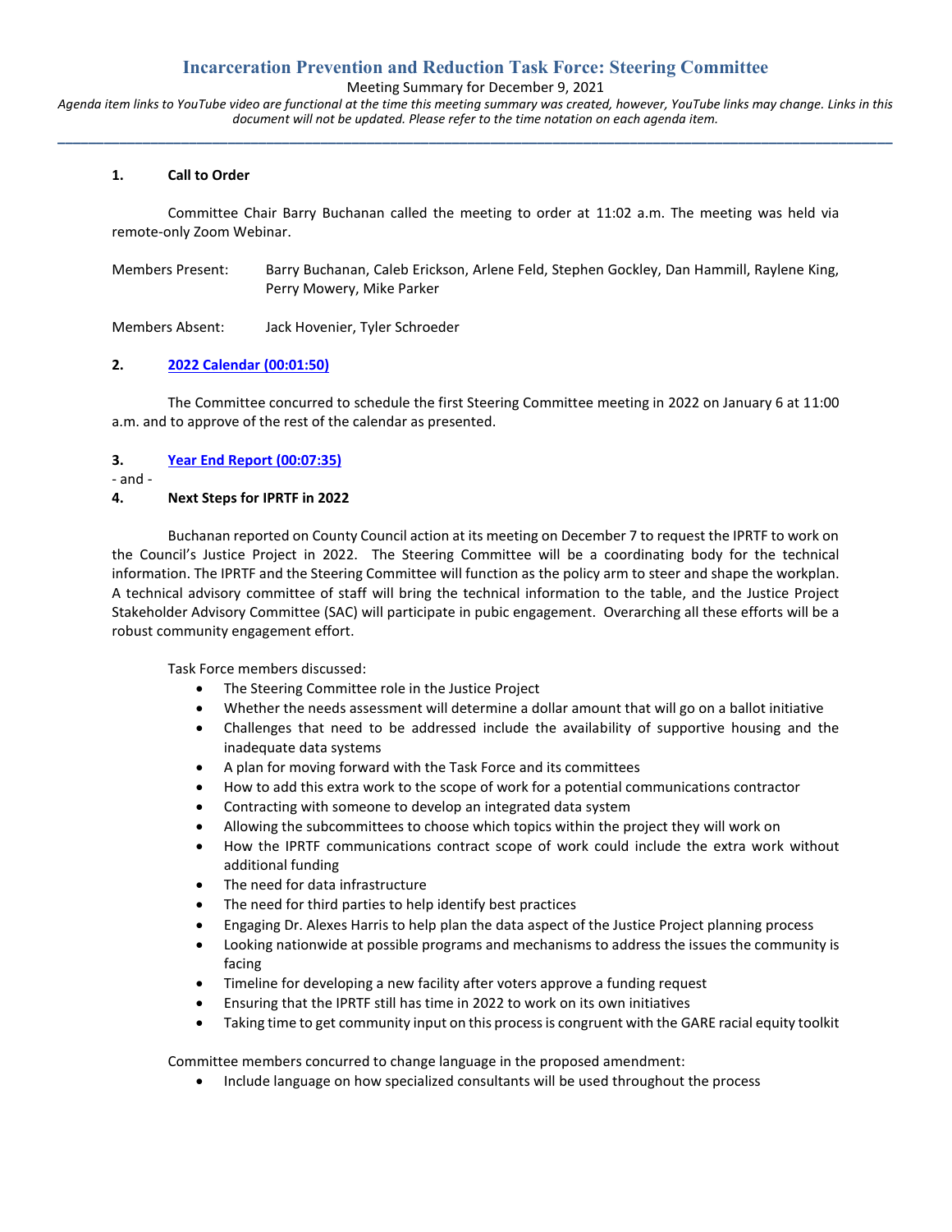# Incarceration Prevention and Reduction Task Force: Steering Committee

Meeting Summary for December 9, 2021

*Agenda item links to YouTube video are functional at the time this meeting summary was created, however, YouTube links may change. Links in this document will not be updated. Please refer to the time notation on each agenda item.*

---

**1. Call to Order**

Committee Chair Barry Buchanan called the meeting to order at 11:02 a.m. The meeting was held via remote-only Zoom Webinar.

Members Present: Barry Buchanan, Caleb Erickson, Arlene Feld, Stephen Gockley, Dan Hammill, Raylene King, Perry Mowery, Mike Parker

Members Absent: Jack Hovenier, Tyler Schroeder

**2. 2022 Calendar (00:01:50)**

The Committee concurred to schedule the first Steering Committee meeting in 2022 on January 6 at 11:00 a.m. and to approve of the rest of the calendar as presented.

**3. Year End Report (00:07:35)**

\- and -

**4. Next Steps for IPRTF in 2022**

Buchanan reported on County Council action at its meeting on December 7 to request the IPRTF to work on the Council's Justice Project in 2022. The Steering Committee will be a coordinating body for the technical information. The IPRTF and the Steering Committee will function as the policy arm to steer and shape the workplan. A technical advisory committee of staff will bring the technical information to the table, and the Justice Project Stakeholder Advisory Committee (SAC) will participate in pubic engagement. Overarching all these efforts will be a robust community engagement effort.

Task Force members discussed:

- The Steering Committee role in the Justice Project
- Whether the needs assessment will determine a dollar amount that will go on a ballot initiative
- Challenges that need to be addressed include the availability of supportive housing and the inadequate data systems
- A plan for moving forward with the Task Force and its committees
- How to add this extra work to the scope of work for a potential communications contractor
- Contracting with someone to develop an integrated data system
- Allowing the subcommittees to choose which topics within the project they will work on
- How the IPRTF communications contract scope of work could include the extra work without additional funding
- The need for data infrastructure
- The need for third parties to help identify best practices
- Engaging Dr. Alexes Harris to help plan the data aspect of the Justice Project planning process
- Looking nationwide at possible programs and mechanisms to address the issues the community is facing
- Timeline for developing a new facility after voters approve a funding request
- Ensuring that the IPRTF still has time in 2022 to work on its own initiatives
- Taking time to get community input on this process is congruent with the GARE racial equity toolkit

Committee members concurred to change language in the proposed amendment:

- Include language on how specialized consultants will be used throughout the process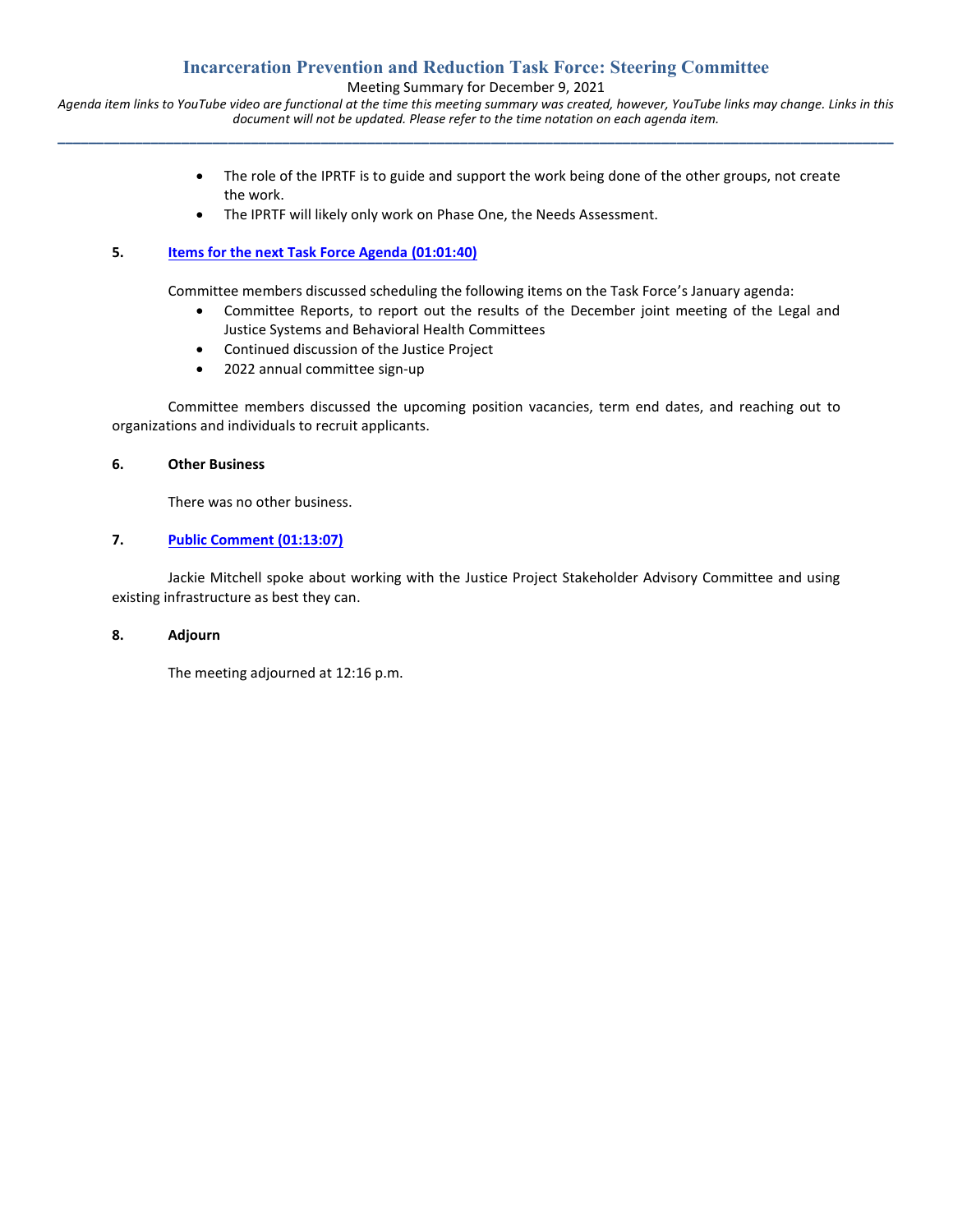- The role of the IPRTF is to guide and support the work being done of the other groups, not create the work.
- The IPRTF will likely only work on Phase One, the Needs Assessment.

**5. Items for the next Task Force Agenda (01:01:40)**

Committee members discussed scheduling the following items on the Task Force's January agenda:

- Committee Reports, to report out the results of the December joint meeting of the Legal and Justice Systems and Behavioral Health Committees
- Continued discussion of the Justice Project
- 2022 annual committee sign-up

Committee members discussed the upcoming position vacancies, term end dates, and reaching out to organizations and individuals to recruit applicants.

**6. Other Business**

There was no other business.

**7. Public Comment (01:13:07)**

Jackie Mitchell spoke about working with the Justice Project Stakeholder Advisory Committee and using existing infrastructure as best they can.

**8. Adjourn**

The meeting adjourned at 12:16 p.m.